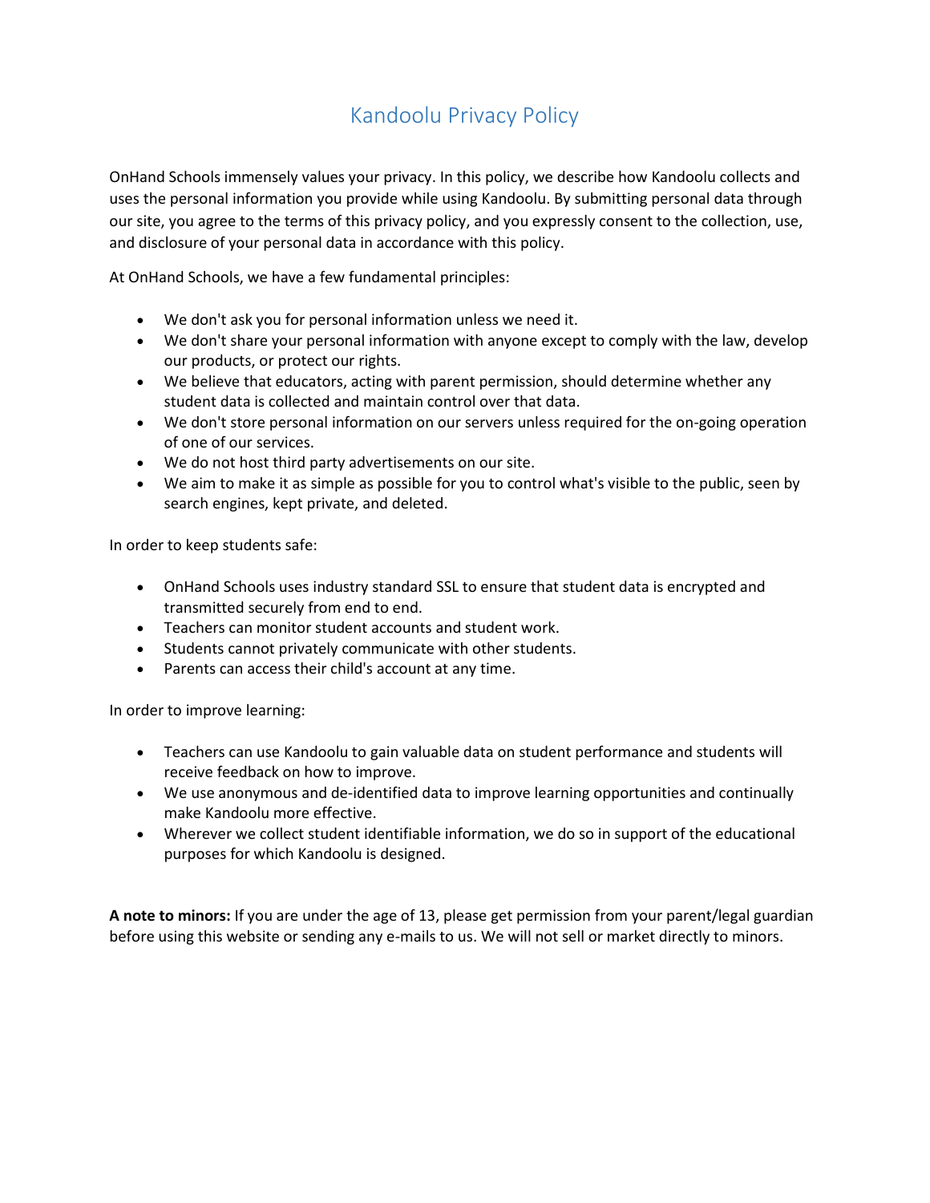# Kandoolu Privacy Policy

OnHand Schools immensely values your privacy. In this policy, we describe how Kandoolu collects and uses the personal information you provide while using Kandoolu. By submitting personal data through our site, you agree to the terms of this privacy policy, and you expressly consent to the collection, use, and disclosure of your personal data in accordance with this policy.

At OnHand Schools, we have a few fundamental principles:

- We don't ask you for personal information unless we need it.
- We don't share your personal information with anyone except to comply with the law, develop our products, or protect our rights.
- We believe that educators, acting with parent permission, should determine whether any student data is collected and maintain control over that data.
- We don't store personal information on our servers unless required for the on-going operation of one of our services.
- We do not host third party advertisements on our site.
- We aim to make it as simple as possible for you to control what's visible to the public, seen by search engines, kept private, and deleted.

In order to keep students safe:

- OnHand Schools uses industry standard SSL to ensure that student data is encrypted and transmitted securely from end to end.
- Teachers can monitor student accounts and student work.
- Students cannot privately communicate with other students.
- Parents can access their child's account at any time.

In order to improve learning:

- Teachers can use Kandoolu to gain valuable data on student performance and students will receive feedback on how to improve.
- We use anonymous and de-identified data to improve learning opportunities and continually make Kandoolu more effective.
- Wherever we collect student identifiable information, we do so in support of the educational purposes for which Kandoolu is designed.

**A note to minors:** If you are under the age of 13, please get permission from your parent/legal guardian before using this website or sending any e-mails to us. We will not sell or market directly to minors.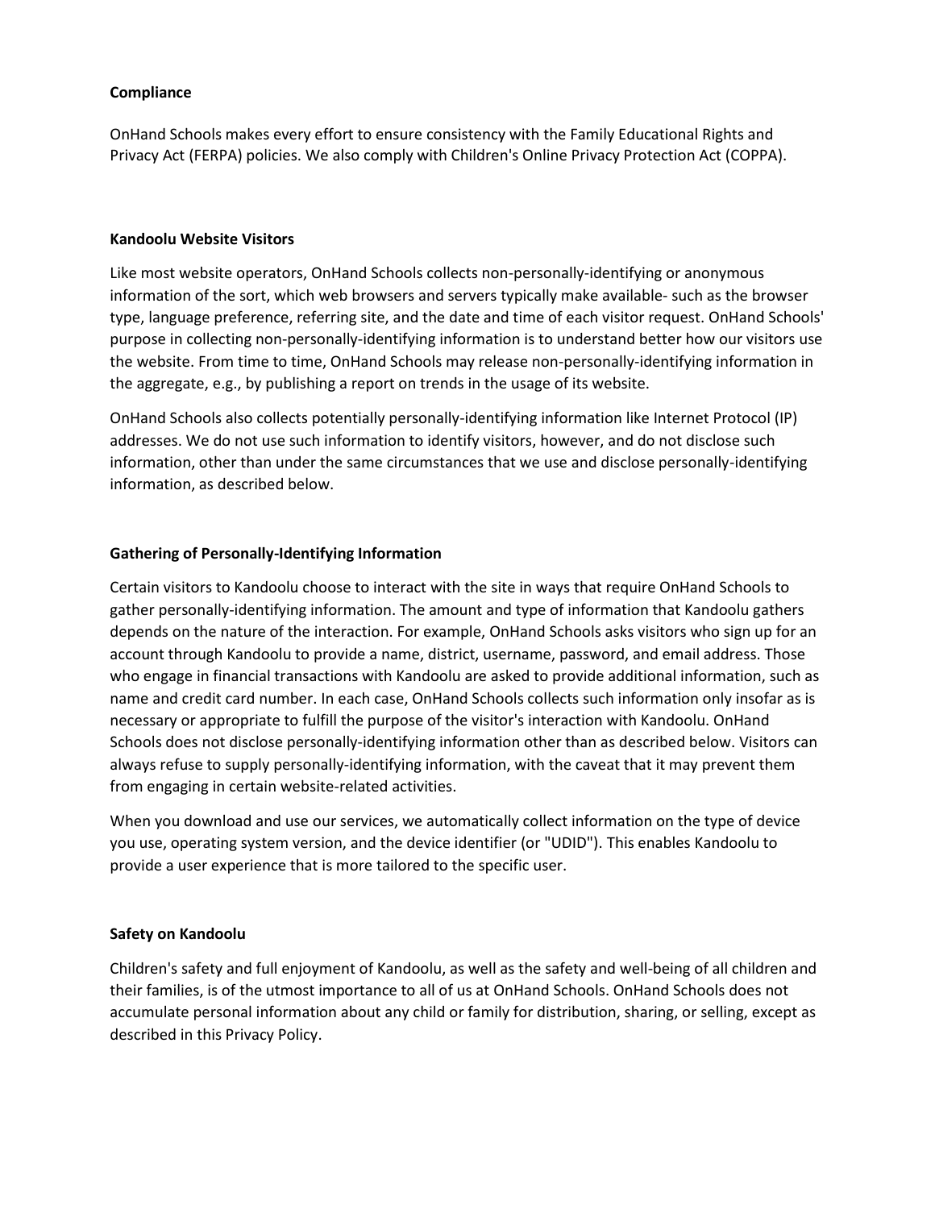**Compliance**

OnHand Schools makes every effort to ensure consistency with the Family Educational Rights and Privacy Act (FERPA) policies. We also comply with Children's Online Privacy Protection Act (COPPA).

**Kandoolu Website Visitors**

Like most website operators, OnHand Schools collects non-personally-identifying or anonymous information of the sort, which web browsers and servers typically make available- such as the browser type, language preference, referring site, and the date and time of each visitor request. OnHand Schools' purpose in collecting non-personally-identifying information is to understand better how our visitors use the website. From time to time, OnHand Schools may release non-personally-identifying information in the aggregate, e.g., by publishing a report on trends in the usage of its website.

OnHand Schools also collects potentially personally-identifying information like Internet Protocol (IP) addresses. We do not use such information to identify visitors, however, and do not disclose such information, other than under the same circumstances that we use and disclose personally-identifying information, as described below.

**Gathering of Personally-Identifying Information**

Certain visitors to Kandoolu choose to interact with the site in ways that require OnHand Schools to gather personally-identifying information. The amount and type of information that Kandoolu gathers depends on the nature of the interaction. For example, OnHand Schools asks visitors who sign up for an account through Kandoolu to provide a name, district, username, password, and email address. Those who engage in financial transactions with Kandoolu are asked to provide additional information, such as name and credit card number. In each case, OnHand Schools collects such information only insofar as is necessary or appropriate to fulfill the purpose of the visitor's interaction with Kandoolu. OnHand Schools does not disclose personally-identifying information other than as described below. Visitors can always refuse to supply personally-identifying information, with the caveat that it may prevent them from engaging in certain website-related activities.

When you download and use our services, we automatically collect information on the type of device you use, operating system version, and the device identifier (or "UDID"). This enables Kandoolu to provide a user experience that is more tailored to the specific user.

**Safety on Kandoolu**

Children's safety and full enjoyment of Kandoolu, as well as the safety and well-being of all children and their families, is of the utmost importance to all of us at OnHand Schools. OnHand Schools does not accumulate personal information about any child or family for distribution, sharing, or selling, except as described in this Privacy Policy.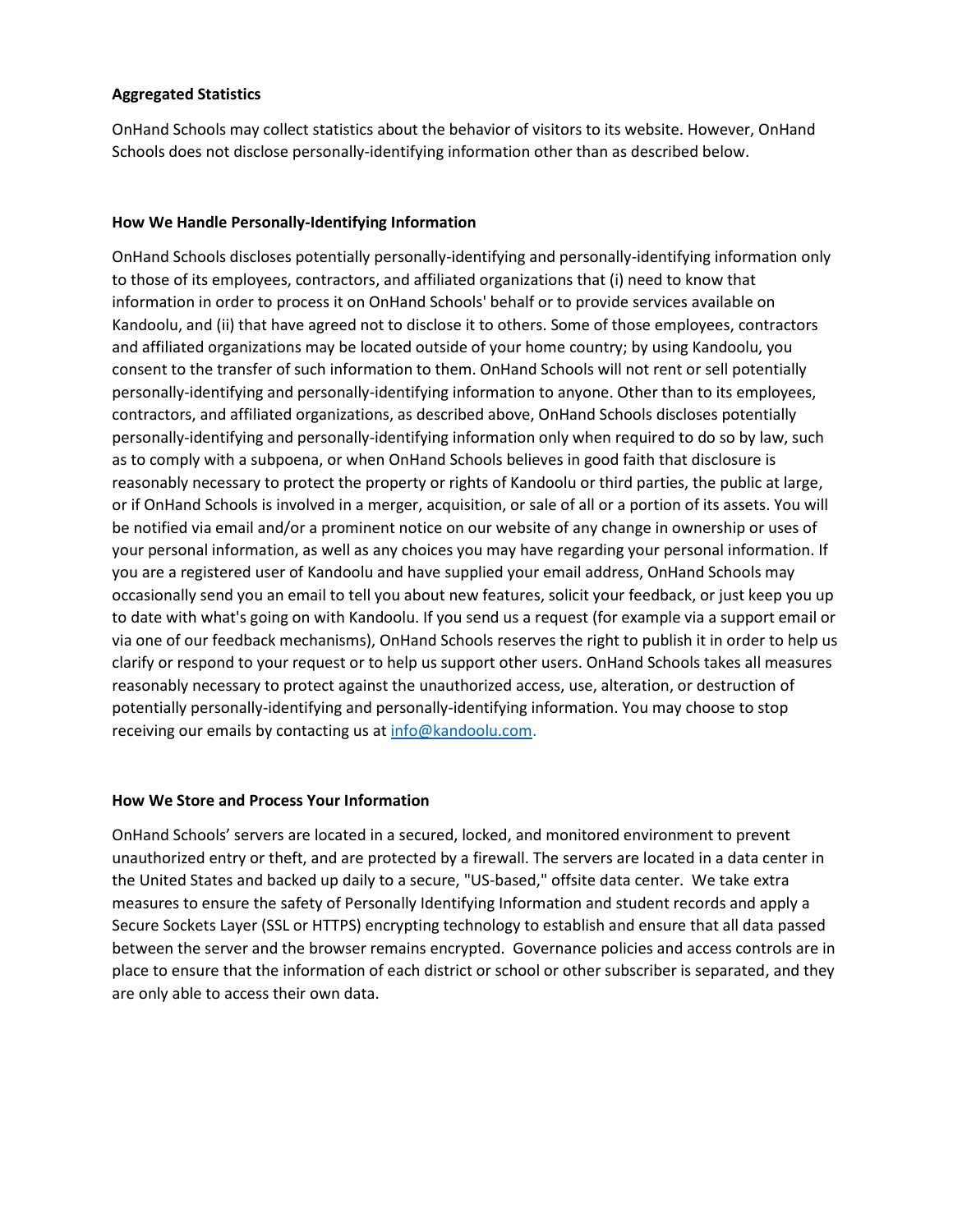**Aggregated Statistics**

OnHand Schools may collect statistics about the behavior of visitors to its website. However, OnHand Schools does not disclose personally-identifying information other than as described below.

**How We Handle Personally-Identifying Information**

OnHand Schools discloses potentially personally-identifying and personally-identifying information only to those of its employees, contractors, and affiliated organizations that (i) need to know that information in order to process it on OnHand Schools' behalf or to provide services available on Kandoolu, and (ii) that have agreed not to disclose it to others. Some of those employees, contractors and affiliated organizations may be located outside of your home country; by using Kandoolu, you consent to the transfer of such information to them. OnHand Schools will not rent or sell potentially personally-identifying and personally-identifying information to anyone. Other than to its employees, contractors, and affiliated organizations, as described above, OnHand Schools discloses potentially personally-identifying and personally-identifying information only when required to do so by law, such as to comply with a subpoena, or when OnHand Schools believes in good faith that disclosure is reasonably necessary to protect the property or rights of Kandoolu or third parties, the public at large, or if OnHand Schools is involved in a merger, acquisition, or sale of all or a portion of its assets. You will be notified via email and/or a prominent notice on our website of any change in ownership or uses of your personal information, as well as any choices you may have regarding your personal information. If you are a registered user of Kandoolu and have supplied your email address, OnHand Schools may occasionally send you an email to tell you about new features, solicit your feedback, or just keep you up to date with what's going on with Kandoolu. If you send us a request (for example via a support email or via one of our feedback mechanisms), OnHand Schools reserves the right to publish it in order to help us clarify or respond to your request or to help us support other users. OnHand Schools takes all measures reasonably necessary to protect against the unauthorized access, use, alteration, or destruction of potentially personally-identifying and personally-identifying information. You may choose to stop receiving our emails by contacting us at info@kandoolu.com.

**How We Store and Process Your Information**

OnHand Schools' servers are located in a secured, locked, and monitored environment to prevent unauthorized entry or theft, and are protected by a firewall. The servers are located in a data center in the United States and backed up daily to a secure, "US-based," offsite data center. We take extra measures to ensure the safety of Personally Identifying Information and student records and apply a Secure Sockets Layer (SSL or HTTPS) encrypting technology to establish and ensure that all data passed between the server and the browser remains encrypted. Governance policies and access controls are in place to ensure that the information of each district or school or other subscriber is separated, and they are only able to access their own data.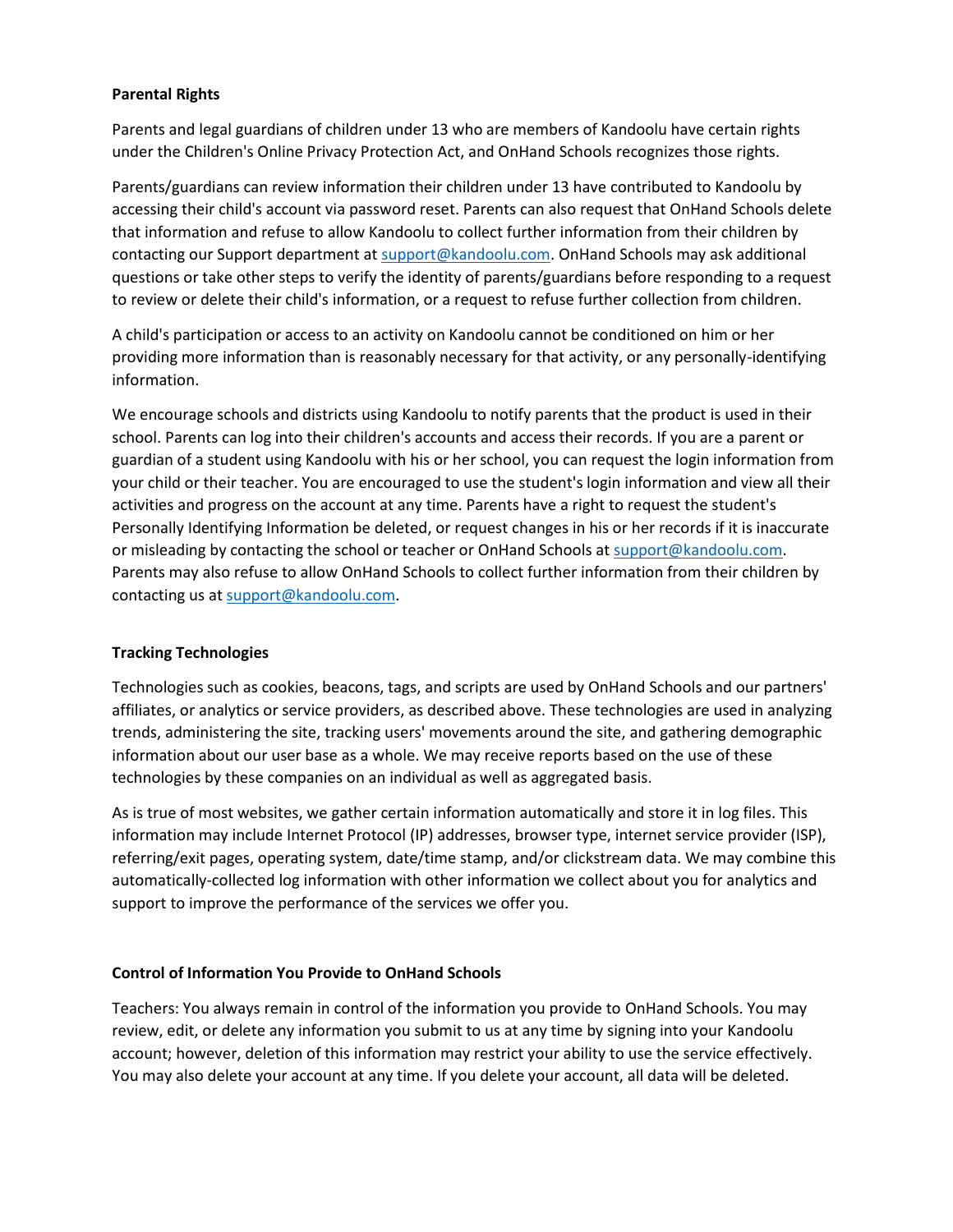**Parental Rights**

Parents and legal guardians of children under 13 who are members of Kandoolu have certain rights under the Children's Online Privacy Protection Act, and OnHand Schools recognizes those rights.

Parents/guardians can review information their children under 13 have contributed to Kandoolu by accessing their child's account via password reset. Parents can also request that OnHand Schools delete that information and refuse to allow Kandoolu to collect further information from their children by contacting our Support department at support@kandoolu.com. OnHand Schools may ask additional questions or take other steps to verify the identity of parents/guardians before responding to a request to review or delete their child's information, or a request to refuse further collection from children.

A child's participation or access to an activity on Kandoolu cannot be conditioned on him or her providing more information than is reasonably necessary for that activity, or any personally-identifying information.

We encourage schools and districts using Kandoolu to notify parents that the product is used in their school. Parents can log into their children's accounts and access their records. If you are a parent or guardian of a student using Kandoolu with his or her school, you can request the login information from your child or their teacher. You are encouraged to use the student's login information and view all their activities and progress on the account at any time. Parents have a right to request the student's Personally Identifying Information be deleted, or request changes in his or her records if it is inaccurate or misleading by contacting the school or teacher or OnHand Schools at support@kandoolu.com. Parents may also refuse to allow OnHand Schools to collect further information from their children by contacting us at support@kandoolu.com.

**Tracking Technologies**

Technologies such as cookies, beacons, tags, and scripts are used by OnHand Schools and our partners' affiliates, or analytics or service providers, as described above. These technologies are used in analyzing trends, administering the site, tracking users' movements around the site, and gathering demographic information about our user base as a whole. We may receive reports based on the use of these technologies by these companies on an individual as well as aggregated basis.

As is true of most websites, we gather certain information automatically and store it in log files. This information may include Internet Protocol (IP) addresses, browser type, internet service provider (ISP), referring/exit pages, operating system, date/time stamp, and/or clickstream data. We may combine this automatically-collected log information with other information we collect about you for analytics and support to improve the performance of the services we offer you.

**Control of Information You Provide to OnHand Schools**

Teachers: You always remain in control of the information you provide to OnHand Schools. You may review, edit, or delete any information you submit to us at any time by signing into your Kandoolu account; however, deletion of this information may restrict your ability to use the service effectively. You may also delete your account at any time. If you delete your account, all data will be deleted.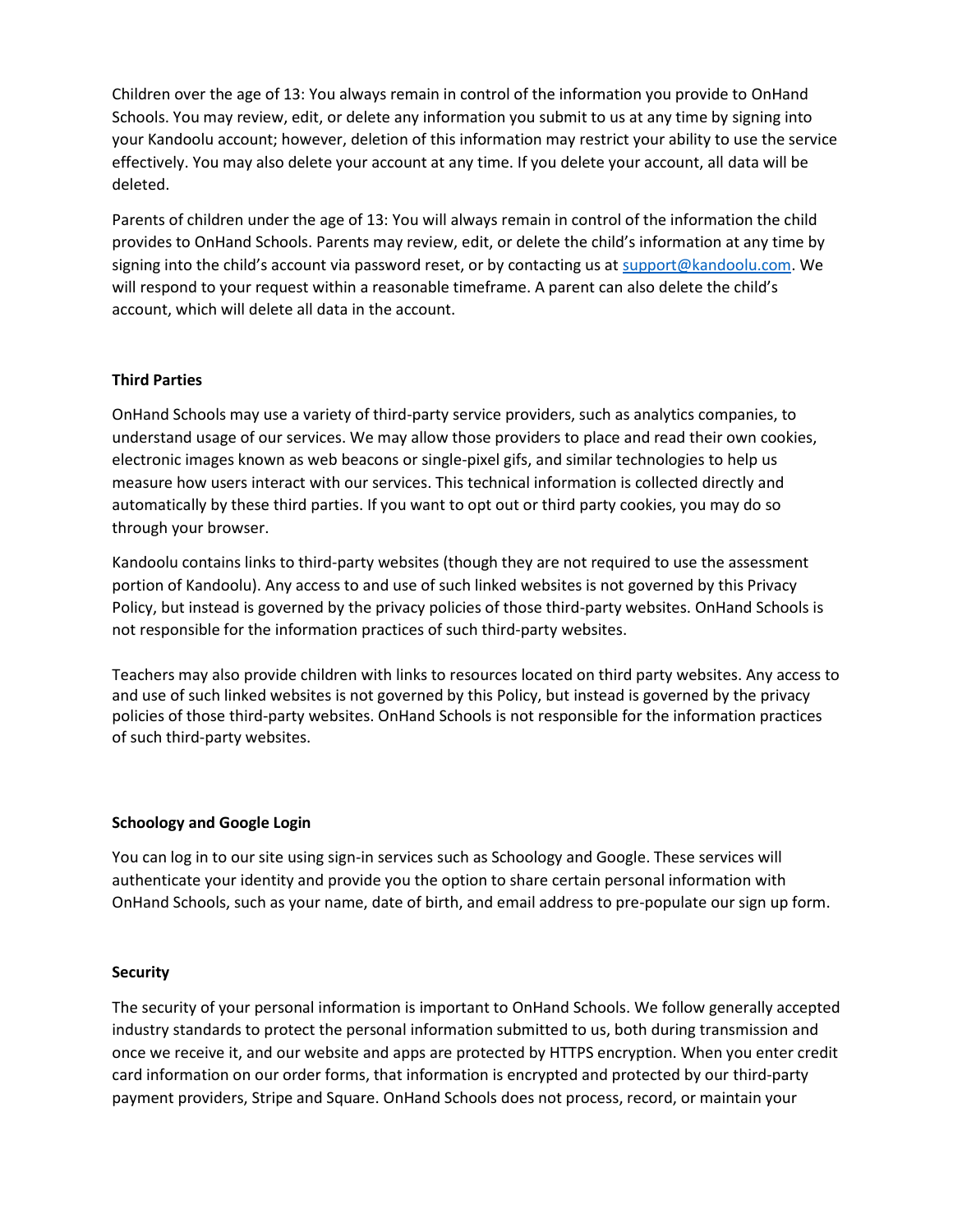Children over the age of 13: You always remain in control of the information you provide to OnHand Schools. You may review, edit, or delete any information you submit to us at any time by signing into your Kandoolu account; however, deletion of this information may restrict your ability to use the service effectively. You may also delete your account at any time. If you delete your account, all data will be deleted.

Parents of children under the age of 13: You will always remain in control of the information the child provides to OnHand Schools. Parents may review, edit, or delete the child's information at any time by signing into the child's account via password reset, or by contacting us at [support@kandoolu.com](mailto:support@kandoolu.com). We will respond to your request within a reasonable timeframe. A parent can also delete the child's account, which will delete all data in the account.

**Third Parties**

OnHand Schools may use a variety of third-party service providers, such as analytics companies, to understand usage of our services. We may allow those providers to place and read their own cookies, electronic images known as web beacons or single-pixel gifs, and similar technologies to help us measure how users interact with our services. This technical information is collected directly and automatically by these third parties. If you want to opt out or third party cookies, you may do so through your browser.

Kandoolu contains links to third-party websites (though they are not required to use the assessment portion of Kandoolu). Any access to and use of such linked websites is not governed by this Privacy Policy, but instead is governed by the privacy policies of those third-party websites. OnHand Schools is not responsible for the information practices of such third-party websites.

Teachers may also provide children with links to resources located on third party websites. Any access to and use of such linked websites is not governed by this Policy, but instead is governed by the privacy policies of those third-party websites. OnHand Schools is not responsible for the information practices of such third-party websites.

**Schoology and Google Login**

You can log in to our site using sign-in services such as Schoology and Google. These services will authenticate your identity and provide you the option to share certain personal information with OnHand Schools, such as your name, date of birth, and email address to pre-populate our sign up form.

**Security**

The security of your personal information is important to OnHand Schools. We follow generally accepted industry standards to protect the personal information submitted to us, both during transmission and once we receive it, and our website and apps are protected by HTTPS encryption. When you enter credit card information on our order forms, that information is encrypted and protected by our third-party payment providers, Stripe and Square. OnHand Schools does not process, record, or maintain your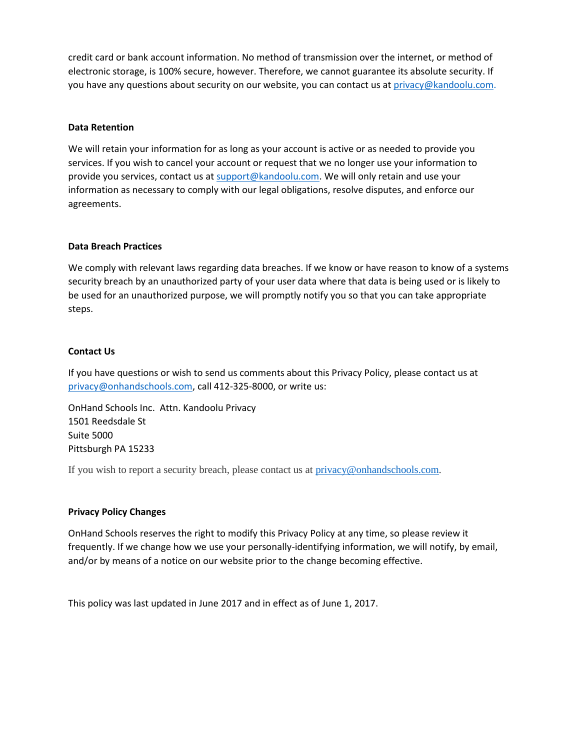credit card or bank account information. No method of transmission over the internet, or method of electronic storage, is 100% secure, however. Therefore, we cannot guarantee its absolute security. If you have any questions about security on our website, you can contact us at privacy@kandoolu.com.

**Data Retention**

We will retain your information for as long as your account is active or as needed to provide you services. If you wish to cancel your account or request that we no longer use your information to provide you services, contact us at support@kandoolu.com. We will only retain and use your information as necessary to comply with our legal obligations, resolve disputes, and enforce our agreements.

**Data Breach Practices**

We comply with relevant laws regarding data breaches. If we know or have reason to know of a systems security breach by an unauthorized party of your user data where that data is being used or is likely to be used for an unauthorized purpose, we will promptly notify you so that you can take appropriate steps.

**Contact Us**

If you have questions or wish to send us comments about this Privacy Policy, please contact us at privacy@onhandschools.com, call 412-325-8000, or write us:

OnHand Schools Inc. Attn. Kandoolu Privacy
1501 Reedsdale St
Suite 5000
Pittsburgh PA 15233

If you wish to report a security breach, please contact us at privacy@onhandschools.com.

**Privacy Policy Changes**

OnHand Schools reserves the right to modify this Privacy Policy at any time, so please review it frequently. If we change how we use your personally-identifying information, we will notify, by email, and/or by means of a notice on our website prior to the change becoming effective.

This policy was last updated in June 2017 and in effect as of June 1, 2017.